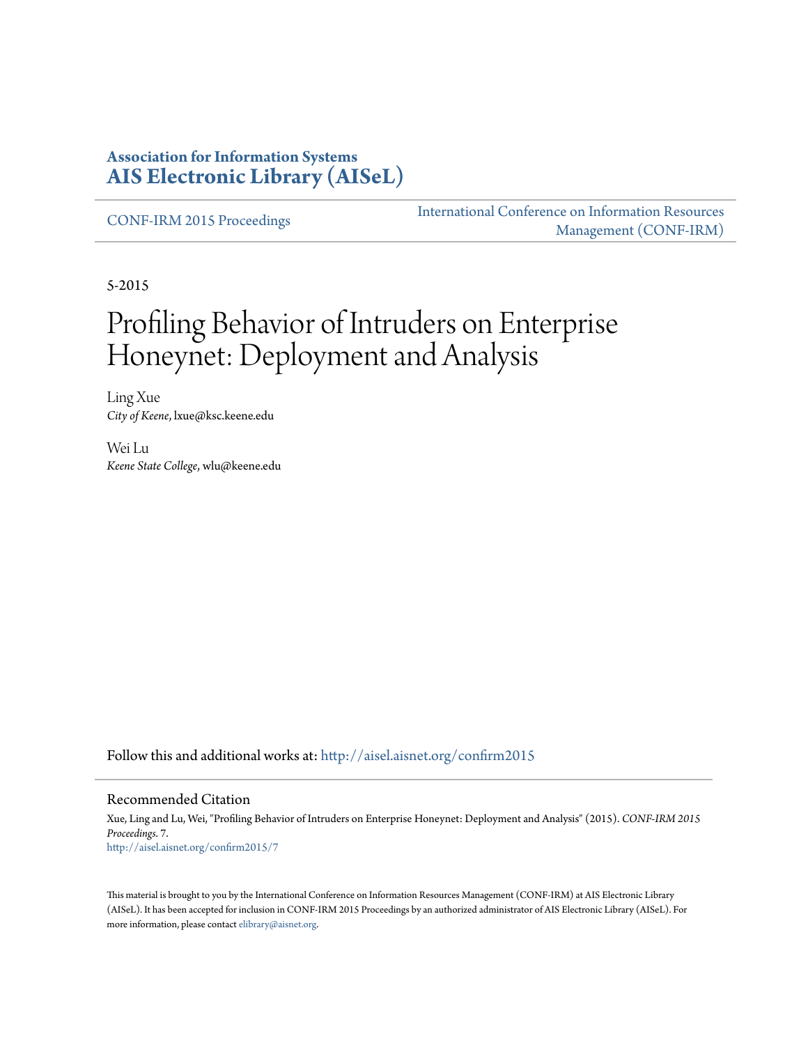**Association for Information Systems**
**AIS Electronic Library (AISeL)**

CONF-IRM 2015 Proceedings

International Conference on Information Resources Management (CONF-IRM)

5-2015

# Profiling Behavior of Intruders on Enterprise Honeynet: Deployment and Analysis

Ling Xue
*City of Keene*, lxue@ksc.keene.edu

Wei Lu
*Keene State College*, wlu@keene.edu

Follow this and additional works at: http://aisel.aisnet.org/confirm2015

## Recommended Citation

Xue, Ling and Lu, Wei, "Profiling Behavior of Intruders on Enterprise Honeynet: Deployment and Analysis" (2015). *CONF-IRM 2015 Proceedings*. 7.
http://aisel.aisnet.org/confirm2015/7

This material is brought to you by the International Conference on Information Resources Management (CONF-IRM) at AIS Electronic Library (AISeL). It has been accepted for inclusion in CONF-IRM 2015 Proceedings by an authorized administrator of AIS Electronic Library (AISeL). For more information, please contact elibrary@aisnet.org.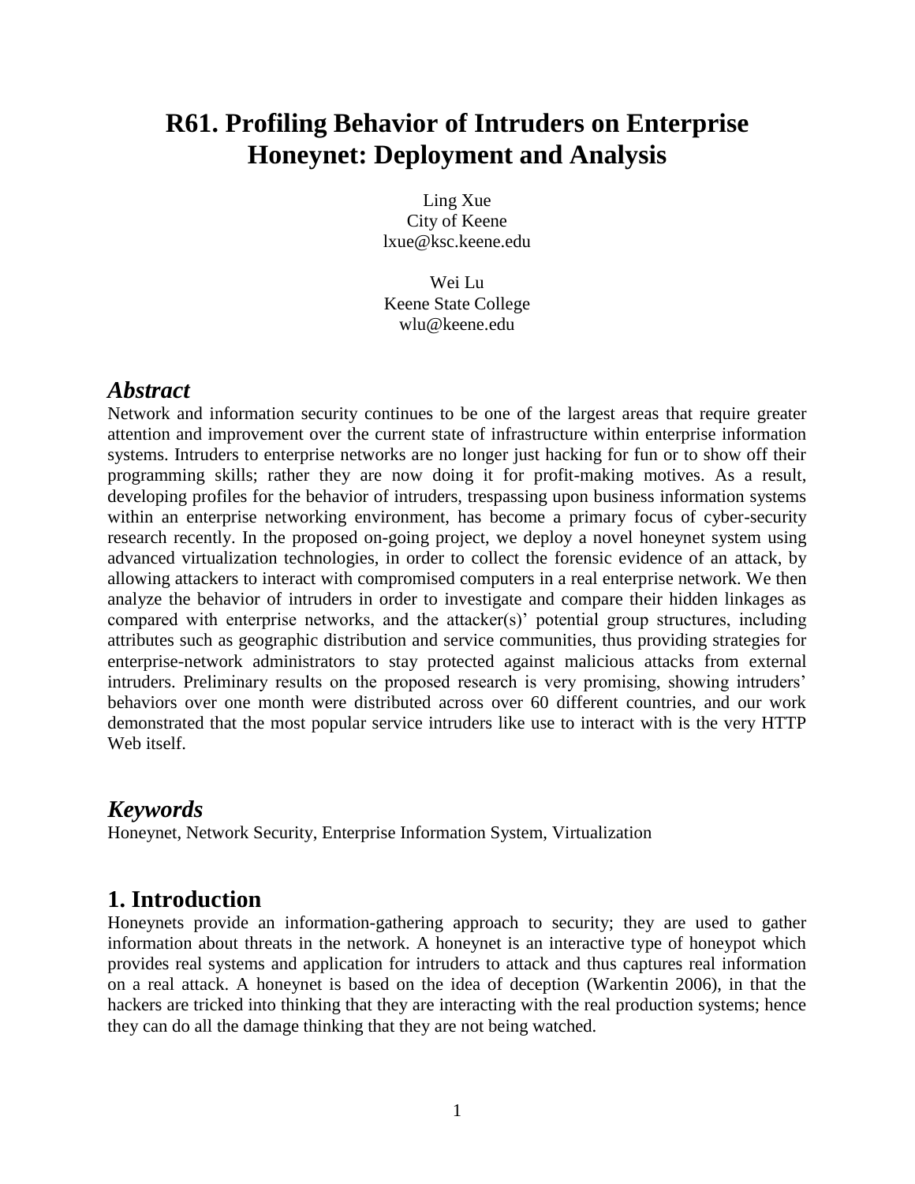# R61. Profiling Behavior of Intruders on Enterprise Honeynet: Deployment and Analysis

Ling Xue
City of Keene
lxue@ksc.keene.edu

Wei Lu
Keene State College
wlu@keene.edu

## *Abstract*

Network and information security continues to be one of the largest areas that require greater attention and improvement over the current state of infrastructure within enterprise information systems. Intruders to enterprise networks are no longer just hacking for fun or to show off their programming skills; rather they are now doing it for profit-making motives. As a result, developing profiles for the behavior of intruders, trespassing upon business information systems within an enterprise networking environment, has become a primary focus of cyber-security research recently. In the proposed on-going project, we deploy a novel honeynet system using advanced virtualization technologies, in order to collect the forensic evidence of an attack, by allowing attackers to interact with compromised computers in a real enterprise network. We then analyze the behavior of intruders in order to investigate and compare their hidden linkages as compared with enterprise networks, and the attacker(s)' potential group structures, including attributes such as geographic distribution and service communities, thus providing strategies for enterprise-network administrators to stay protected against malicious attacks from external intruders. Preliminary results on the proposed research is very promising, showing intruders' behaviors over one month were distributed across over 60 different countries, and our work demonstrated that the most popular service intruders like use to interact with is the very HTTP Web itself.

## *Keywords*

Honeynet, Network Security, Enterprise Information System, Virtualization

## 1. Introduction

Honeynets provide an information-gathering approach to security; they are used to gather information about threats in the network. A honeynet is an interactive type of honeypot which provides real systems and application for intruders to attack and thus captures real information on a real attack. A honeynet is based on the idea of deception (Warkentin 2006), in that the hackers are tricked into thinking that they are interacting with the real production systems; hence they can do all the damage thinking that they are not being watched.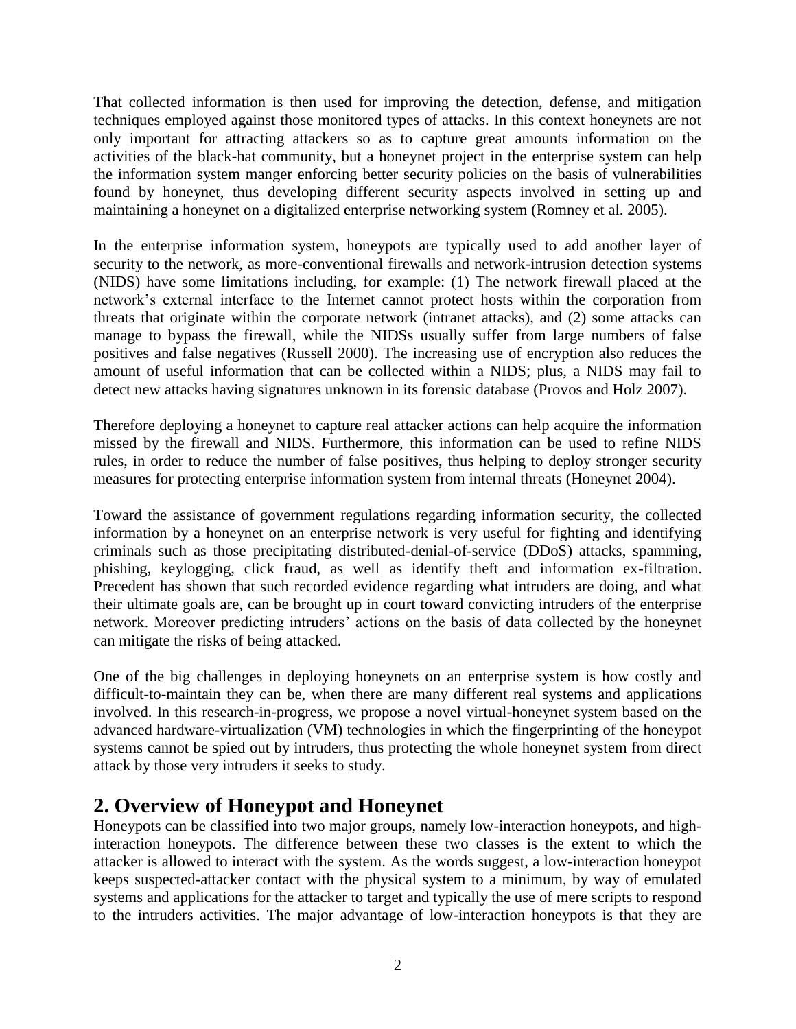That collected information is then used for improving the detection, defense, and mitigation techniques employed against those monitored types of attacks. In this context honeynets are not only important for attracting attackers so as to capture great amounts information on the activities of the black-hat community, but a honeynet project in the enterprise system can help the information system manger enforcing better security policies on the basis of vulnerabilities found by honeynet, thus developing different security aspects involved in setting up and maintaining a honeynet on a digitalized enterprise networking system (Romney et al. 2005).

In the enterprise information system, honeypots are typically used to add another layer of security to the network, as more-conventional firewalls and network-intrusion detection systems (NIDS) have some limitations including, for example: (1) The network firewall placed at the network's external interface to the Internet cannot protect hosts within the corporation from threats that originate within the corporate network (intranet attacks), and (2) some attacks can manage to bypass the firewall, while the NIDSs usually suffer from large numbers of false positives and false negatives (Russell 2000). The increasing use of encryption also reduces the amount of useful information that can be collected within a NIDS; plus, a NIDS may fail to detect new attacks having signatures unknown in its forensic database (Provos and Holz 2007).

Therefore deploying a honeynet to capture real attacker actions can help acquire the information missed by the firewall and NIDS. Furthermore, this information can be used to refine NIDS rules, in order to reduce the number of false positives, thus helping to deploy stronger security measures for protecting enterprise information system from internal threats (Honeynet 2004).

Toward the assistance of government regulations regarding information security, the collected information by a honeynet on an enterprise network is very useful for fighting and identifying criminals such as those precipitating distributed-denial-of-service (DDoS) attacks, spamming, phishing, keylogging, click fraud, as well as identify theft and information ex-filtration. Precedent has shown that such recorded evidence regarding what intruders are doing, and what their ultimate goals are, can be brought up in court toward convicting intruders of the enterprise network. Moreover predicting intruders' actions on the basis of data collected by the honeynet can mitigate the risks of being attacked.

One of the big challenges in deploying honeynets on an enterprise system is how costly and difficult-to-maintain they can be, when there are many different real systems and applications involved. In this research-in-progress, we propose a novel virtual-honeynet system based on the advanced hardware-virtualization (VM) technologies in which the fingerprinting of the honeypot systems cannot be spied out by intruders, thus protecting the whole honeynet system from direct attack by those very intruders it seeks to study.

## 2. Overview of Honeypot and Honeynet

Honeypots can be classified into two major groups, namely low-interaction honeypots, and high-interaction honeypots. The difference between these two classes is the extent to which the attacker is allowed to interact with the system. As the words suggest, a low-interaction honeypot keeps suspected-attacker contact with the physical system to a minimum, by way of emulated systems and applications for the attacker to target and typically the use of mere scripts to respond to the intruders activities. The major advantage of low-interaction honeypots is that they are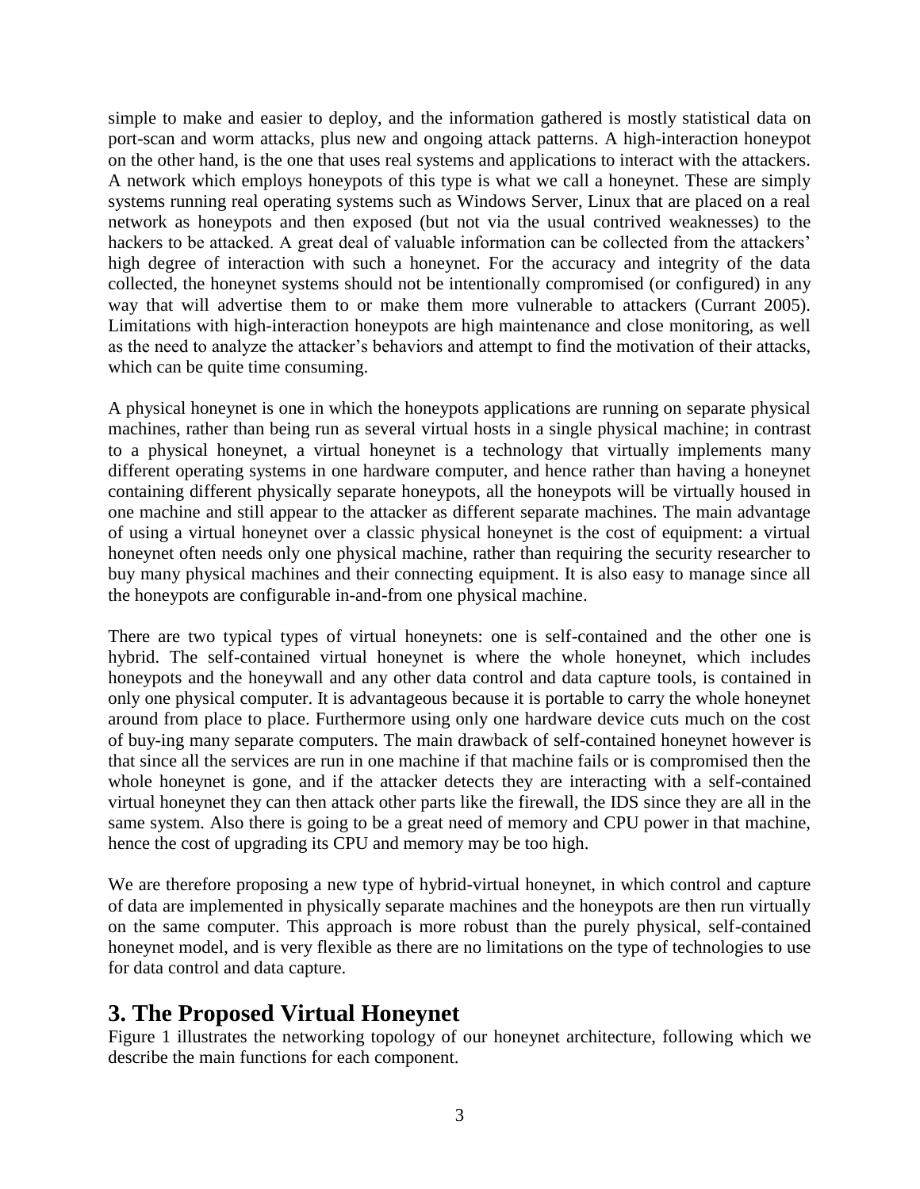simple to make and easier to deploy, and the information gathered is mostly statistical data on port-scan and worm attacks, plus new and ongoing attack patterns. A high-interaction honeypot on the other hand, is the one that uses real systems and applications to interact with the attackers. A network which employs honeypots of this type is what we call a honeynet. These are simply systems running real operating systems such as Windows Server, Linux that are placed on a real network as honeypots and then exposed (but not via the usual contrived weaknesses) to the hackers to be attacked. A great deal of valuable information can be collected from the attackers' high degree of interaction with such a honeynet. For the accuracy and integrity of the data collected, the honeynet systems should not be intentionally compromised (or configured) in any way that will advertise them to or make them more vulnerable to attackers (Currant 2005). Limitations with high-interaction honeypots are high maintenance and close monitoring, as well as the need to analyze the attacker's behaviors and attempt to find the motivation of their attacks, which can be quite time consuming.

A physical honeynet is one in which the honeypots applications are running on separate physical machines, rather than being run as several virtual hosts in a single physical machine; in contrast to a physical honeynet, a virtual honeynet is a technology that virtually implements many different operating systems in one hardware computer, and hence rather than having a honeynet containing different physically separate honeypots, all the honeypots will be virtually housed in one machine and still appear to the attacker as different separate machines. The main advantage of using a virtual honeynet over a classic physical honeynet is the cost of equipment: a virtual honeynet often needs only one physical machine, rather than requiring the security researcher to buy many physical machines and their connecting equipment. It is also easy to manage since all the honeypots are configurable in-and-from one physical machine.

There are two typical types of virtual honeynets: one is self-contained and the other one is hybrid. The self-contained virtual honeynet is where the whole honeynet, which includes honeypots and the honeywall and any other data control and data capture tools, is contained in only one physical computer. It is advantageous because it is portable to carry the whole honeynet around from place to place. Furthermore using only one hardware device cuts much on the cost of buy-ing many separate computers. The main drawback of self-contained honeynet however is that since all the services are run in one machine if that machine fails or is compromised then the whole honeynet is gone, and if the attacker detects they are interacting with a self-contained virtual honeynet they can then attack other parts like the firewall, the IDS since they are all in the same system. Also there is going to be a great need of memory and CPU power in that machine, hence the cost of upgrading its CPU and memory may be too high.

We are therefore proposing a new type of hybrid-virtual honeynet, in which control and capture of data are implemented in physically separate machines and the honeypots are then run virtually on the same computer. This approach is more robust than the purely physical, self-contained honeynet model, and is very flexible as there are no limitations on the type of technologies to use for data control and data capture.

## 3. The Proposed Virtual Honeynet

Figure 1 illustrates the networking topology of our honeynet architecture, following which we describe the main functions for each component.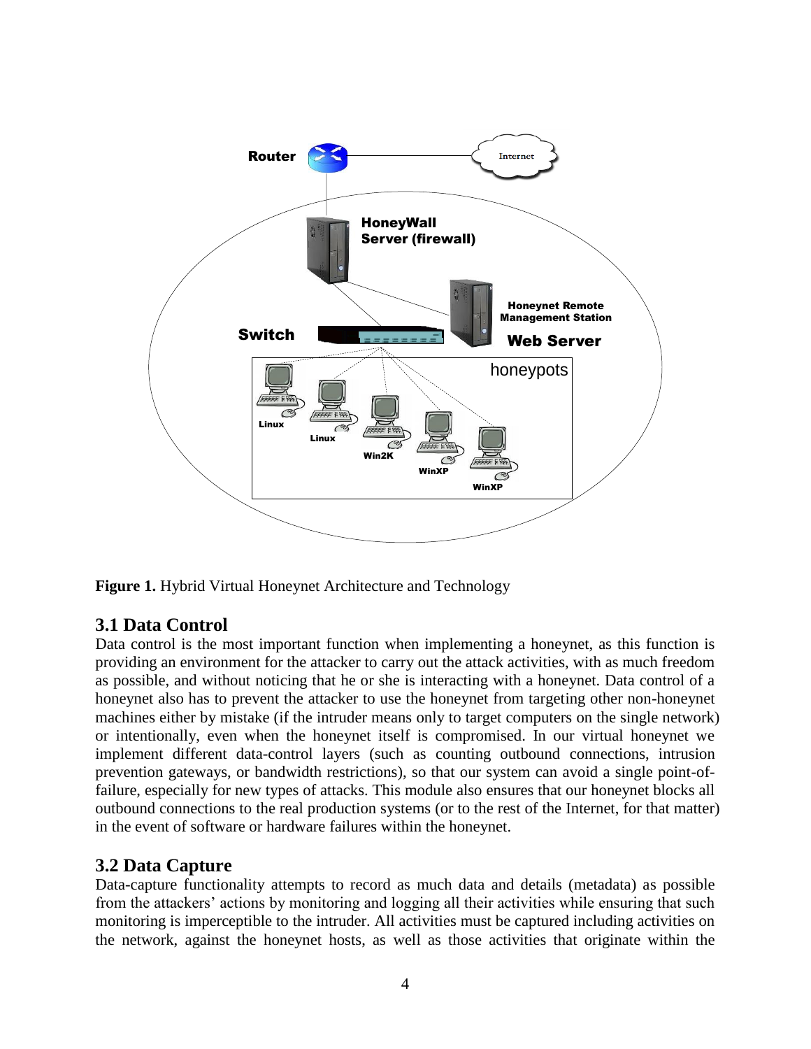Figure 1. Hybrid Virtual Honeynet Architecture and Technology

## 3.1 Data Control

Data control is the most important function when implementing a honeynet, as this function is providing an environment for the attacker to carry out the attack activities, with as much freedom as possible, and without noticing that he or she is interacting with a honeynet. Data control of a honeynet also has to prevent the attacker to use the honeynet from targeting other non-honeynet machines either by mistake (if the intruder means only to target computers on the single network) or intentionally, even when the honeynet itself is compromised. In our virtual honeynet we implement different data-control layers (such as counting outbound connections, intrusion prevention gateways, or bandwidth restrictions), so that our system can avoid a single point-of-failure, especially for new types of attacks. This module also ensures that our honeynet blocks all outbound connections to the real production systems (or to the rest of the Internet, for that matter) in the event of software or hardware failures within the honeynet.

## 3.2 Data Capture

Data-capture functionality attempts to record as much data and details (metadata) as possible from the attackers' actions by monitoring and logging all their activities while ensuring that such monitoring is imperceptible to the intruder. All activities must be captured including activities on the network, against the honeynet hosts, as well as those activities that originate within the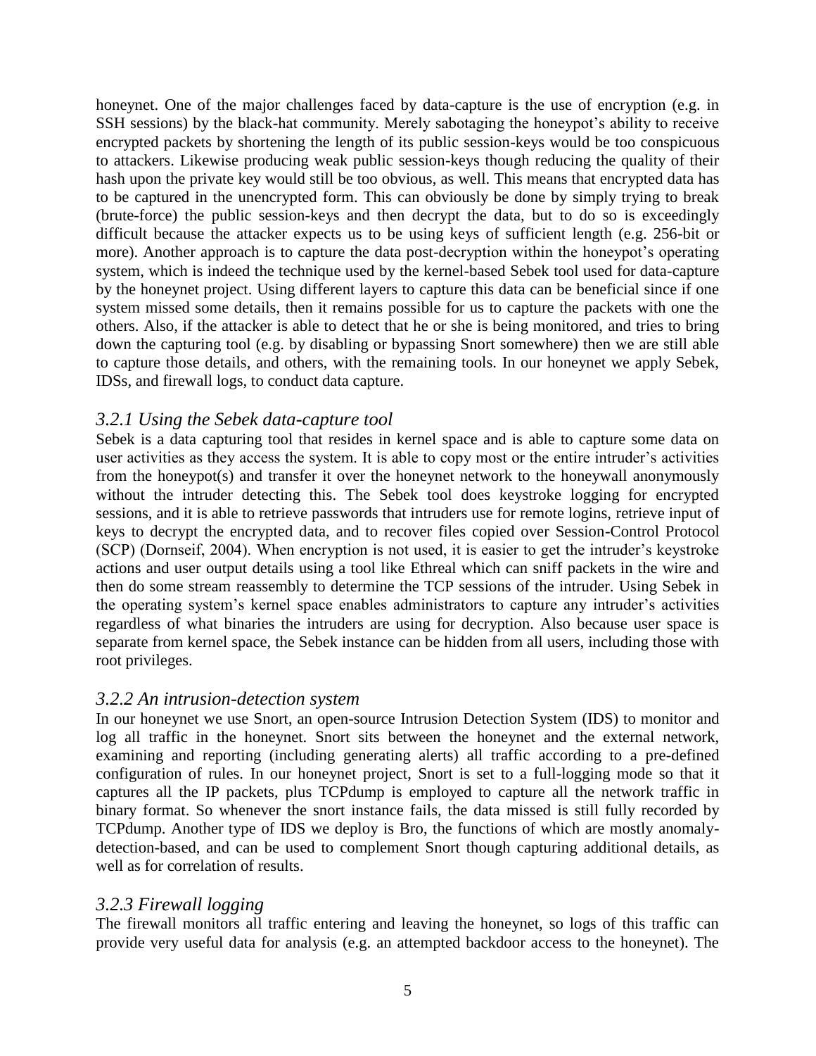honeynet. One of the major challenges faced by data-capture is the use of encryption (e.g. in SSH sessions) by the black-hat community. Merely sabotaging the honeypot's ability to receive encrypted packets by shortening the length of its public session-keys would be too conspicuous to attackers. Likewise producing weak public session-keys though reducing the quality of their hash upon the private key would still be too obvious, as well. This means that encrypted data has to be captured in the unencrypted form. This can obviously be done by simply trying to break (brute-force) the public session-keys and then decrypt the data, but to do so is exceedingly difficult because the attacker expects us to be using keys of sufficient length (e.g. 256-bit or more). Another approach is to capture the data post-decryption within the honeypot's operating system, which is indeed the technique used by the kernel-based Sebek tool used for data-capture by the honeynet project. Using different layers to capture this data can be beneficial since if one system missed some details, then it remains possible for us to capture the packets with one the others. Also, if the attacker is able to detect that he or she is being monitored, and tries to bring down the capturing tool (e.g. by disabling or bypassing Snort somewhere) then we are still able to capture those details, and others, with the remaining tools. In our honeynet we apply Sebek, IDSs, and firewall logs, to conduct data capture.

### *3.2.1 Using the Sebek data-capture tool*

Sebek is a data capturing tool that resides in kernel space and is able to capture some data on user activities as they access the system. It is able to copy most or the entire intruder's activities from the honeypot(s) and transfer it over the honeynet network to the honeywall anonymously without the intruder detecting this. The Sebek tool does keystroke logging for encrypted sessions, and it is able to retrieve passwords that intruders use for remote logins, retrieve input of keys to decrypt the encrypted data, and to recover files copied over Session-Control Protocol (SCP) (Dornseif, 2004). When encryption is not used, it is easier to get the intruder's keystroke actions and user output details using a tool like Ethreal which can sniff packets in the wire and then do some stream reassembly to determine the TCP sessions of the intruder. Using Sebek in the operating system's kernel space enables administrators to capture any intruder's activities regardless of what binaries the intruders are using for decryption. Also because user space is separate from kernel space, the Sebek instance can be hidden from all users, including those with root privileges.

### *3.2.2 An intrusion-detection system*

In our honeynet we use Snort, an open-source Intrusion Detection System (IDS) to monitor and log all traffic in the honeynet. Snort sits between the honeynet and the external network, examining and reporting (including generating alerts) all traffic according to a pre-defined configuration of rules. In our honeynet project, Snort is set to a full-logging mode so that it captures all the IP packets, plus TCPdump is employed to capture all the network traffic in binary format. So whenever the snort instance fails, the data missed is still fully recorded by TCPdump. Another type of IDS we deploy is Bro, the functions of which are mostly anomaly-detection-based, and can be used to complement Snort though capturing additional details, as well as for correlation of results.

### *3.2.3 Firewall logging*

The firewall monitors all traffic entering and leaving the honeynet, so logs of this traffic can provide very useful data for analysis (e.g. an attempted backdoor access to the honeynet). The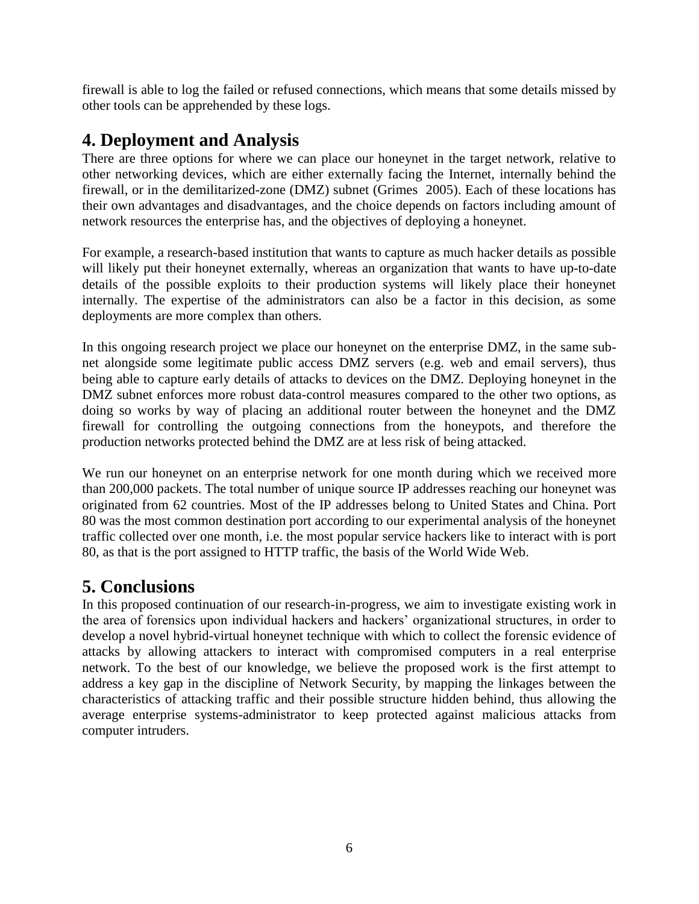firewall is able to log the failed or refused connections, which means that some details missed by other tools can be apprehended by these logs.

## 4. Deployment and Analysis

There are three options for where we can place our honeynet in the target network, relative to other networking devices, which are either externally facing the Internet, internally behind the firewall, or in the demilitarized-zone (DMZ) subnet (Grimes 2005). Each of these locations has their own advantages and disadvantages, and the choice depends on factors including amount of network resources the enterprise has, and the objectives of deploying a honeynet.

For example, a research-based institution that wants to capture as much hacker details as possible will likely put their honeynet externally, whereas an organization that wants to have up-to-date details of the possible exploits to their production systems will likely place their honeynet internally. The expertise of the administrators can also be a factor in this decision, as some deployments are more complex than others.

In this ongoing research project we place our honeynet on the enterprise DMZ, in the same sub-net alongside some legitimate public access DMZ servers (e.g. web and email servers), thus being able to capture early details of attacks to devices on the DMZ. Deploying honeynet in the DMZ subnet enforces more robust data-control measures compared to the other two options, as doing so works by way of placing an additional router between the honeynet and the DMZ firewall for controlling the outgoing connections from the honeypots, and therefore the production networks protected behind the DMZ are at less risk of being attacked.

We run our honeynet on an enterprise network for one month during which we received more than 200,000 packets. The total number of unique source IP addresses reaching our honeynet was originated from 62 countries. Most of the IP addresses belong to United States and China. Port 80 was the most common destination port according to our experimental analysis of the honeynet traffic collected over one month, i.e. the most popular service hackers like to interact with is port 80, as that is the port assigned to HTTP traffic, the basis of the World Wide Web.

## 5. Conclusions

In this proposed continuation of our research-in-progress, we aim to investigate existing work in the area of forensics upon individual hackers and hackers' organizational structures, in order to develop a novel hybrid-virtual honeynet technique with which to collect the forensic evidence of attacks by allowing attackers to interact with compromised computers in a real enterprise network. To the best of our knowledge, we believe the proposed work is the first attempt to address a key gap in the discipline of Network Security, by mapping the linkages between the characteristics of attacking traffic and their possible structure hidden behind, thus allowing the average enterprise systems-administrator to keep protected against malicious attacks from computer intruders.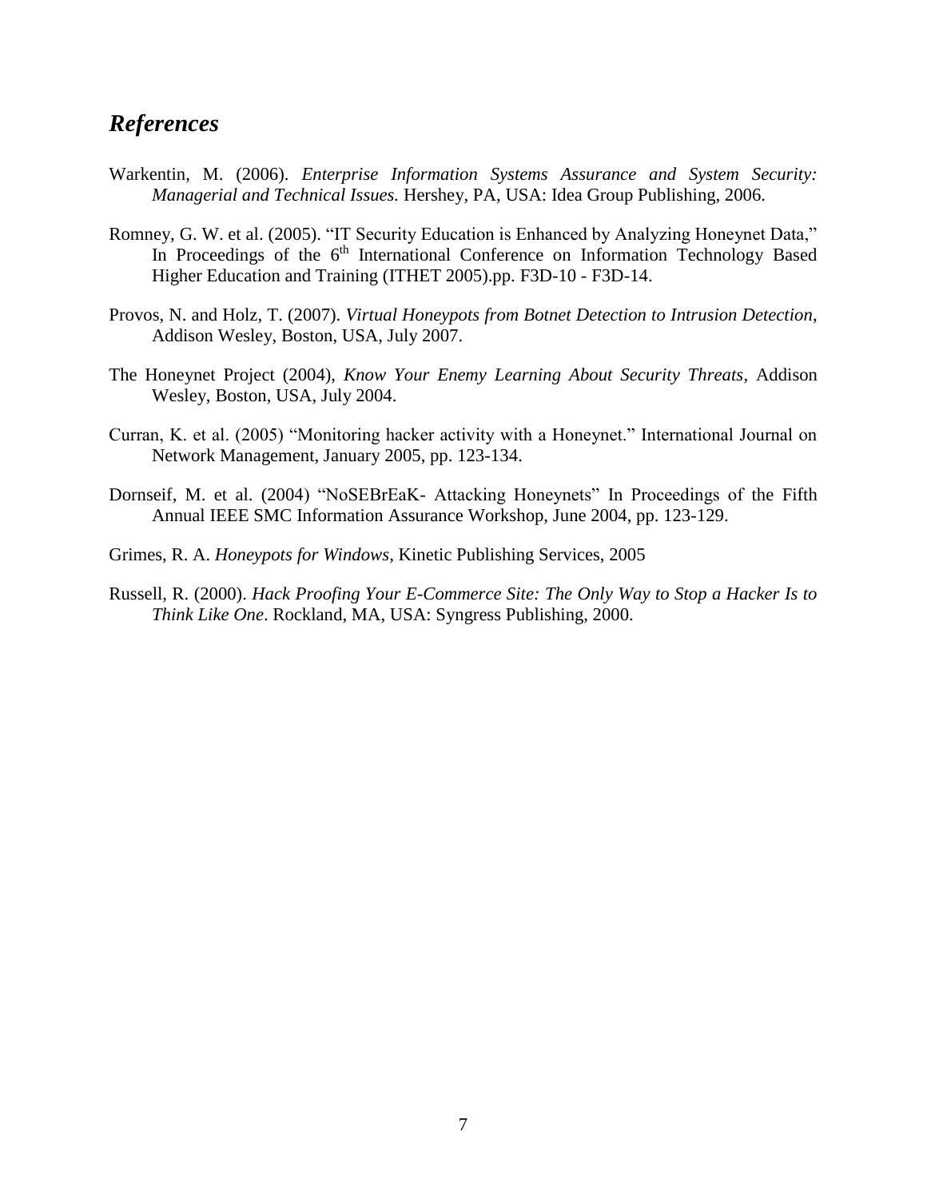## *References*

Warkentin, M. (2006). *Enterprise Information Systems Assurance and System Security: Managerial and Technical Issues.* Hershey, PA, USA: Idea Group Publishing, 2006.

Romney, G. W. et al. (2005). "IT Security Education is Enhanced by Analyzing Honeynet Data," In Proceedings of the 6th International Conference on Information Technology Based Higher Education and Training (ITHET 2005).pp. F3D-10 - F3D-14.

Provos, N. and Holz, T. (2007). *Virtual Honeypots from Botnet Detection to Intrusion Detection*, Addison Wesley, Boston, USA, July 2007.

The Honeynet Project (2004), *Know Your Enemy Learning About Security Threats*, Addison Wesley, Boston, USA, July 2004.

Curran, K. et al. (2005) "Monitoring hacker activity with a Honeynet." International Journal on Network Management, January 2005, pp. 123-134.

Dornseif, M. et al. (2004) "NoSEBrEaK- Attacking Honeynets" In Proceedings of the Fifth Annual IEEE SMC Information Assurance Workshop, June 2004, pp. 123-129.

Grimes, R. A. *Honeypots for Windows*, Kinetic Publishing Services, 2005

Russell, R. (2000). *Hack Proofing Your E-Commerce Site: The Only Way to Stop a Hacker Is to Think Like One*. Rockland, MA, USA: Syngress Publishing, 2000.